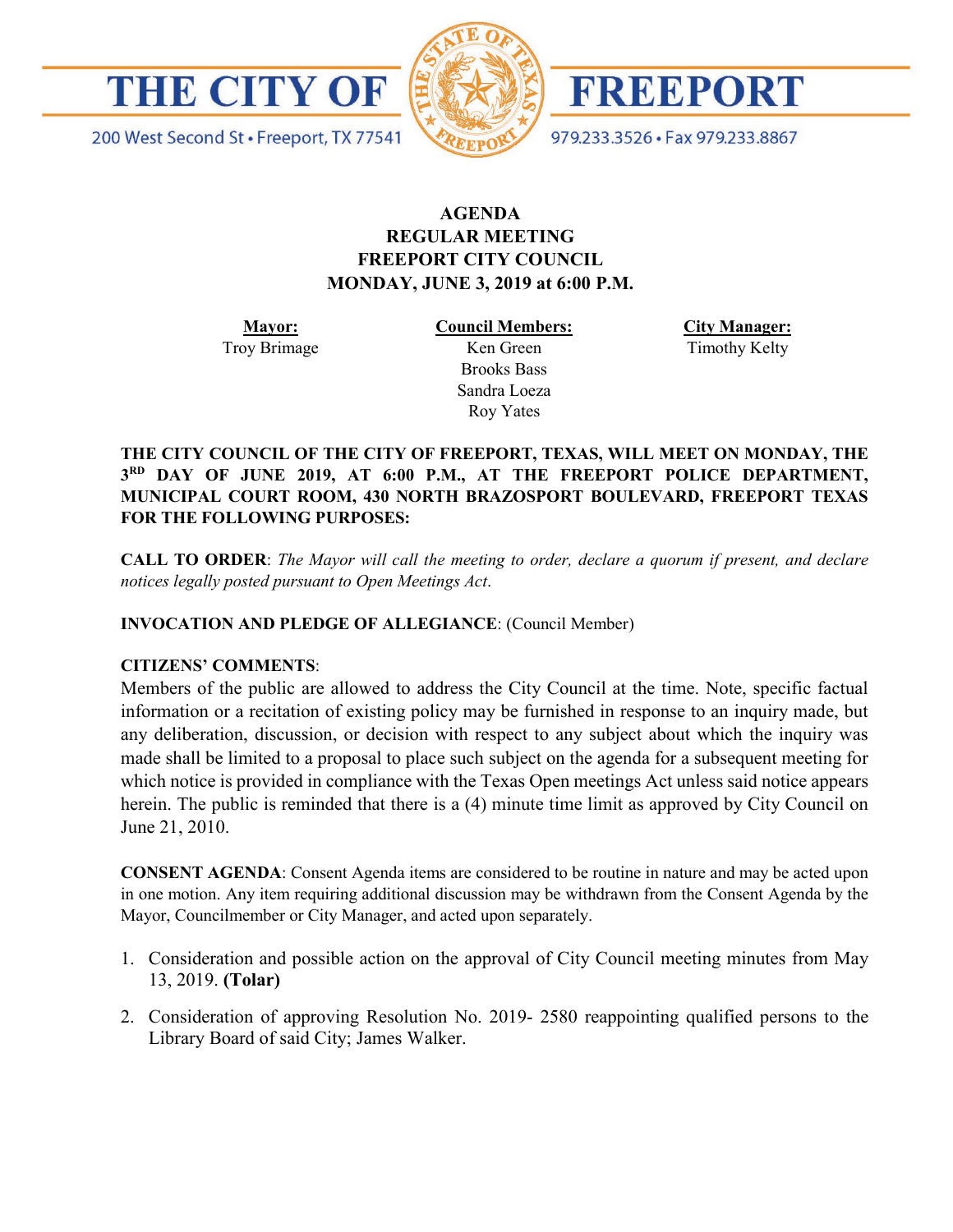# THE CITY OF FREEPORT

200 West Second St • Freeport, TX 77541

979.233.3526 • Fax 979.233.8867

## AGENDA
## REGULAR MEETING
## FREEPORT CITY COUNCIL
## MONDAY, JUNE 3, 2019 at 6:00 P.M.

| Mayor: | Council Members: | City Manager: |
|---|---|---|
| Troy Brimage | Ken Green | Timothy Kelty |
| | Brooks Bass | |
| | Sandra Loeza | |
| | Roy Yates | |

**THE CITY COUNCIL OF THE CITY OF FREEPORT, TEXAS, WILL MEET ON MONDAY, THE 3RD DAY OF JUNE 2019, AT 6:00 P.M., AT THE FREEPORT POLICE DEPARTMENT, MUNICIPAL COURT ROOM, 430 NORTH BRAZOSPORT BOULEVARD, FREEPORT TEXAS FOR THE FOLLOWING PURPOSES:**

**CALL TO ORDER**: *The Mayor will call the meeting to order, declare a quorum if present, and declare notices legally posted pursuant to Open Meetings Act*.

**INVOCATION AND PLEDGE OF ALLEGIANCE**: (Council Member)

**CITIZENS' COMMENTS**:

Members of the public are allowed to address the City Council at the time. Note, specific factual information or a recitation of existing policy may be furnished in response to an inquiry made, but any deliberation, discussion, or decision with respect to any subject about which the inquiry was made shall be limited to a proposal to place such subject on the agenda for a subsequent meeting for which notice is provided in compliance with the Texas Open meetings Act unless said notice appears herein. The public is reminded that there is a (4) minute time limit as approved by City Council on June 21, 2010.

**CONSENT AGENDA**: Consent Agenda items are considered to be routine in nature and may be acted upon in one motion. Any item requiring additional discussion may be withdrawn from the Consent Agenda by the Mayor, Councilmember or City Manager, and acted upon separately.

1. Consideration and possible action on the approval of City Council meeting minutes from May 13, 2019. **(Tolar)**

2. Consideration of approving Resolution No. 2019- 2580 reappointing qualified persons to the Library Board of said City; James Walker.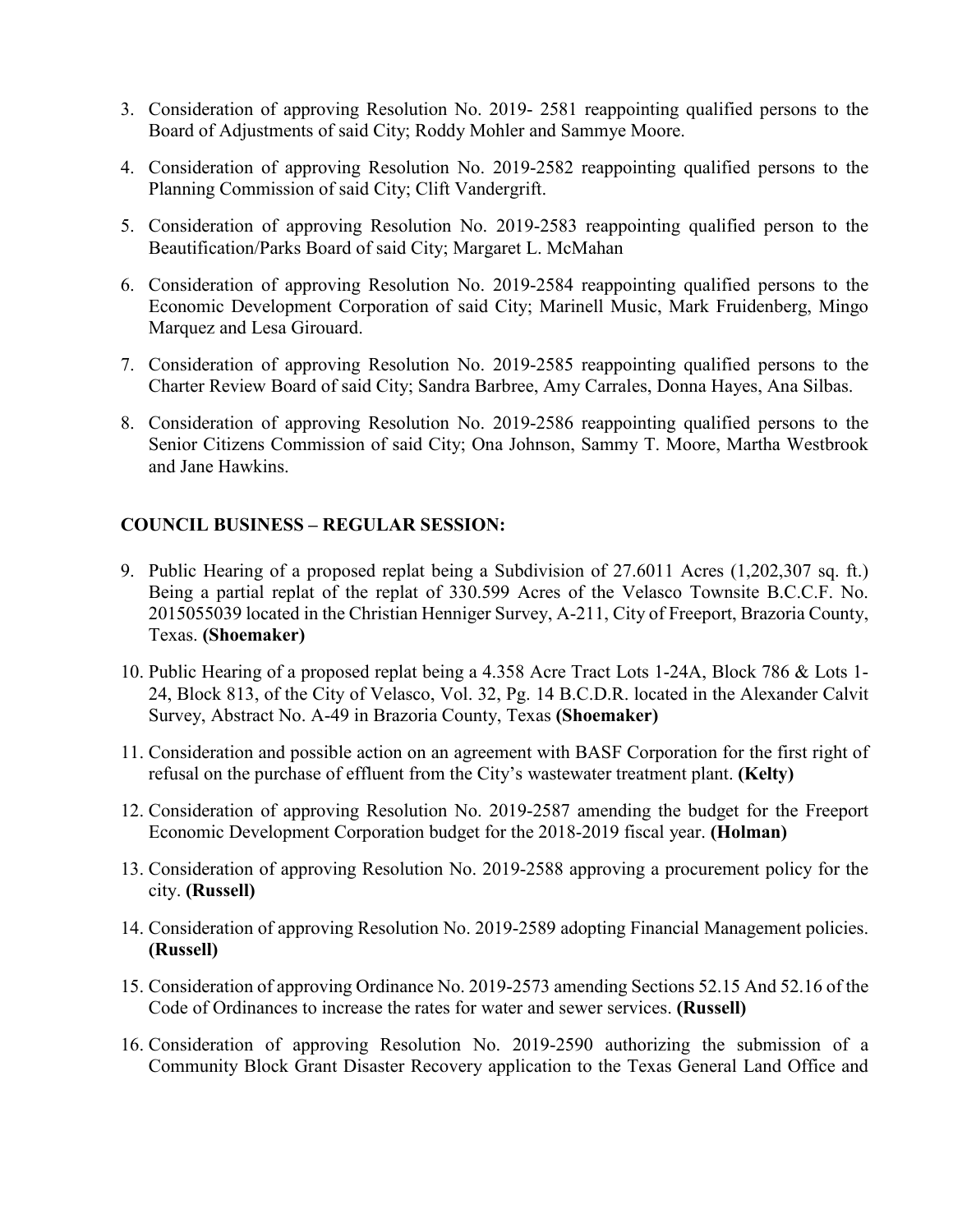3. Consideration of approving Resolution No. 2019- 2581 reappointing qualified persons to the Board of Adjustments of said City; Roddy Mohler and Sammye Moore.

4. Consideration of approving Resolution No. 2019-2582 reappointing qualified persons to the Planning Commission of said City; Clift Vandergrift.

5. Consideration of approving Resolution No. 2019-2583 reappointing qualified person to the Beautification/Parks Board of said City; Margaret L. McMahan

6. Consideration of approving Resolution No. 2019-2584 reappointing qualified persons to the Economic Development Corporation of said City; Marinell Music, Mark Fruidenberg, Mingo Marquez and Lesa Girouard.

7. Consideration of approving Resolution No. 2019-2585 reappointing qualified persons to the Charter Review Board of said City; Sandra Barbree, Amy Carrales, Donna Hayes, Ana Silbas.

8. Consideration of approving Resolution No. 2019-2586 reappointing qualified persons to the Senior Citizens Commission of said City; Ona Johnson, Sammy T. Moore, Martha Westbrook and Jane Hawkins.

**COUNCIL BUSINESS – REGULAR SESSION:**

9. Public Hearing of a proposed replat being a Subdivision of 27.6011 Acres (1,202,307 sq. ft.) Being a partial replat of the replat of 330.599 Acres of the Velasco Townsite B.C.C.F. No. 2015055039 located in the Christian Henniger Survey, A-211, City of Freeport, Brazoria County, Texas. **(Shoemaker)**

10. Public Hearing of a proposed replat being a 4.358 Acre Tract Lots 1-24A, Block 786 & Lots 1-24, Block 813, of the City of Velasco, Vol. 32, Pg. 14 B.C.D.R. located in the Alexander Calvit Survey, Abstract No. A-49 in Brazoria County, Texas **(Shoemaker)**

11. Consideration and possible action on an agreement with BASF Corporation for the first right of refusal on the purchase of effluent from the City's wastewater treatment plant. **(Kelty)**

12. Consideration of approving Resolution No. 2019-2587 amending the budget for the Freeport Economic Development Corporation budget for the 2018-2019 fiscal year. **(Holman)**

13. Consideration of approving Resolution No. 2019-2588 approving a procurement policy for the city. **(Russell)**

14. Consideration of approving Resolution No. 2019-2589 adopting Financial Management policies. **(Russell)**

15. Consideration of approving Ordinance No. 2019-2573 amending Sections 52.15 And 52.16 of the Code of Ordinances to increase the rates for water and sewer services. **(Russell)**

16. Consideration of approving Resolution No. 2019-2590 authorizing the submission of a Community Block Grant Disaster Recovery application to the Texas General Land Office and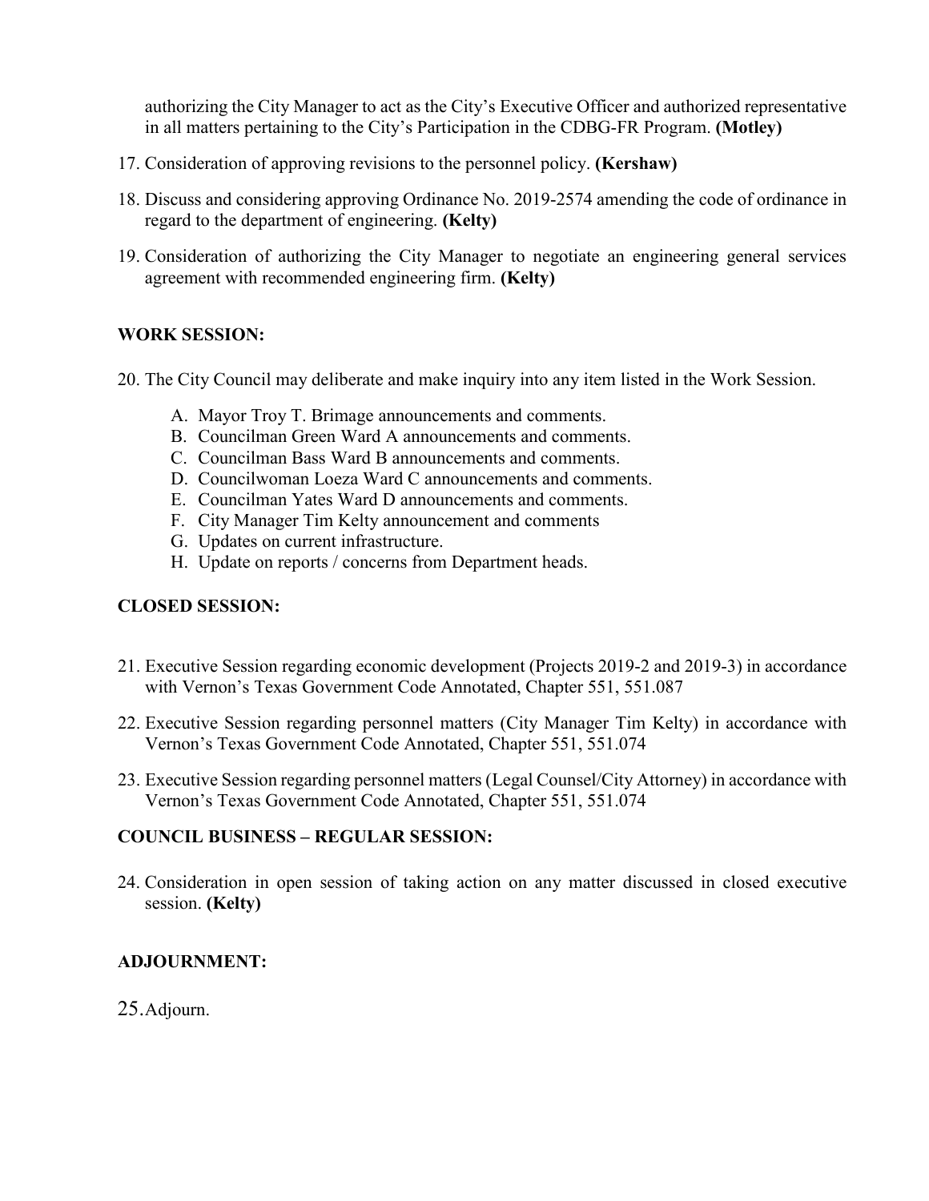authorizing the City Manager to act as the City's Executive Officer and authorized representative in all matters pertaining to the City's Participation in the CDBG-FR Program. **(Motley)**

17. Consideration of approving revisions to the personnel policy. **(Kershaw)**

18. Discuss and considering approving Ordinance No. 2019-2574 amending the code of ordinance in regard to the department of engineering. **(Kelty)**

19. Consideration of authorizing the City Manager to negotiate an engineering general services agreement with recommended engineering firm. **(Kelty)**

**WORK SESSION:**

20. The City Council may deliberate and make inquiry into any item listed in the Work Session.

    A. Mayor Troy T. Brimage announcements and comments.
    B. Councilman Green Ward A announcements and comments.
    C. Councilman Bass Ward B announcements and comments.
    D. Councilwoman Loeza Ward C announcements and comments.
    E. Councilman Yates Ward D announcements and comments.
    F. City Manager Tim Kelty announcement and comments
    G. Updates on current infrastructure.
    H. Update on reports / concerns from Department heads.

**CLOSED SESSION:**

21. Executive Session regarding economic development (Projects 2019-2 and 2019-3) in accordance with Vernon's Texas Government Code Annotated, Chapter 551, 551.087

22. Executive Session regarding personnel matters (City Manager Tim Kelty) in accordance with Vernon's Texas Government Code Annotated, Chapter 551, 551.074

23. Executive Session regarding personnel matters (Legal Counsel/City Attorney) in accordance with Vernon's Texas Government Code Annotated, Chapter 551, 551.074

**COUNCIL BUSINESS – REGULAR SESSION:**

24. Consideration in open session of taking action on any matter discussed in closed executive session. **(Kelty)**

**ADJOURNMENT:**

25. Adjourn.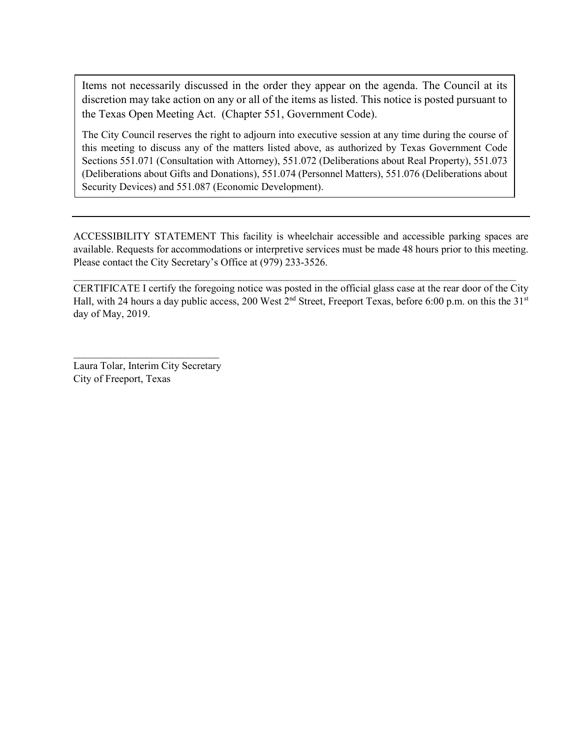Items not necessarily discussed in the order they appear on the agenda. The Council at its discretion may take action on any or all of the items as listed. This notice is posted pursuant to the Texas Open Meeting Act. (Chapter 551, Government Code).

The City Council reserves the right to adjourn into executive session at any time during the course of this meeting to discuss any of the matters listed above, as authorized by Texas Government Code Sections 551.071 (Consultation with Attorney), 551.072 (Deliberations about Real Property), 551.073 (Deliberations about Gifts and Donations), 551.074 (Personnel Matters), 551.076 (Deliberations about Security Devices) and 551.087 (Economic Development).

---

ACCESSIBILITY STATEMENT This facility is wheelchair accessible and accessible parking spaces are available. Requests for accommodations or interpretive services must be made 48 hours prior to this meeting. Please contact the City Secretary's Office at (979) 233-3526.

---

CERTIFICATE I certify the foregoing notice was posted in the official glass case at the rear door of the City Hall, with 24 hours a day public access, 200 West 2nd Street, Freeport Texas, before 6:00 p.m. on this the 31st day of May, 2019.

\_\_\_\_\_\_\_\_\_\_\_\_\_\_\_\_\_\_\_\_\_\_\_\_\_\_\_\_

Laura Tolar, Interim City Secretary
City of Freeport, Texas